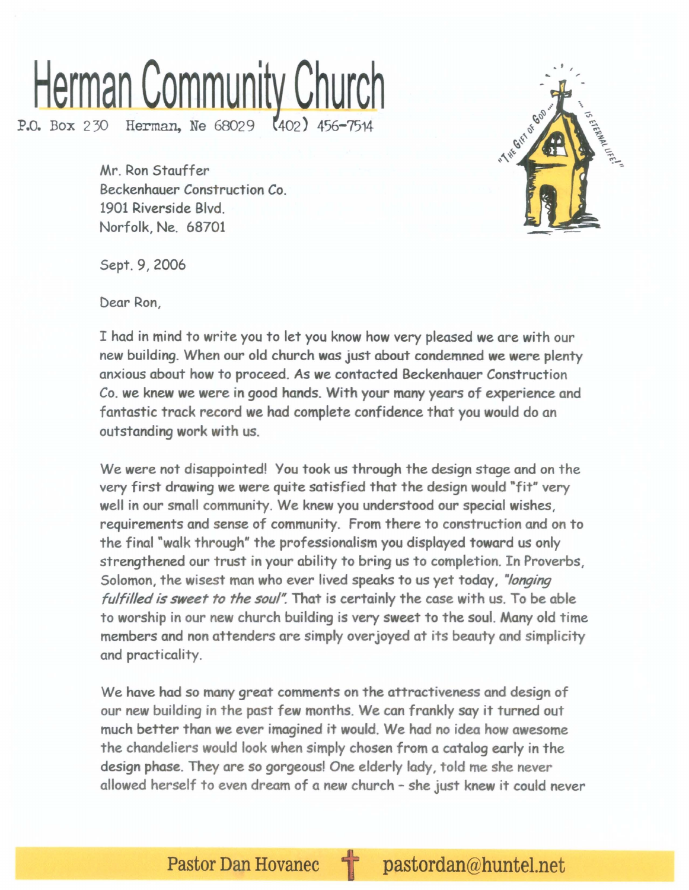# Herman Community Church

P.O. Box 230 Herman, Ne 68029 (402) 456-7514

"The Gift of God ... is Eternal Life!"

Mr. Ron Stauffer
Beckenhauer Construction Co.
1901 Riverside Blvd.
Norfolk, Ne. 68701

Sept. 9, 2006

Dear Ron,

I had in mind to write you to let you know how very pleased we are with our new building. When our old church was just about condemned we were plenty anxious about how to proceed. As we contacted Beckenhauer Construction Co. we knew we were in good hands. With your many years of experience and fantastic track record we had complete confidence that you would do an outstanding work with us.

We were not disappointed! You took us through the design stage and on the very first drawing we were quite satisfied that the design would "fit" very well in our small community. We knew you understood our special wishes, requirements and sense of community. From there to construction and on to the final "walk through" the professionalism you displayed toward us only strengthened our trust in your ability to bring us to completion. In Proverbs, Solomon, the wisest man who ever lived speaks to us yet today, *"longing fulfilled is sweet to the soul".* That is certainly the case with us. To be able to worship in our new church building is very sweet to the soul. Many old time members and non attenders are simply overjoyed at its beauty and simplicity and practicality.

We have had so many great comments on the attractiveness and design of our new building in the past few months. We can frankly say it turned out much better than we ever imagined it would. We had no idea how awesome the chandeliers would look when simply chosen from a catalog early in the design phase. They are so gorgeous! One elderly lady, told me she never allowed herself to even dream of a new church - she just knew it could never

Pastor Dan Hovanec pastordan@huntel.net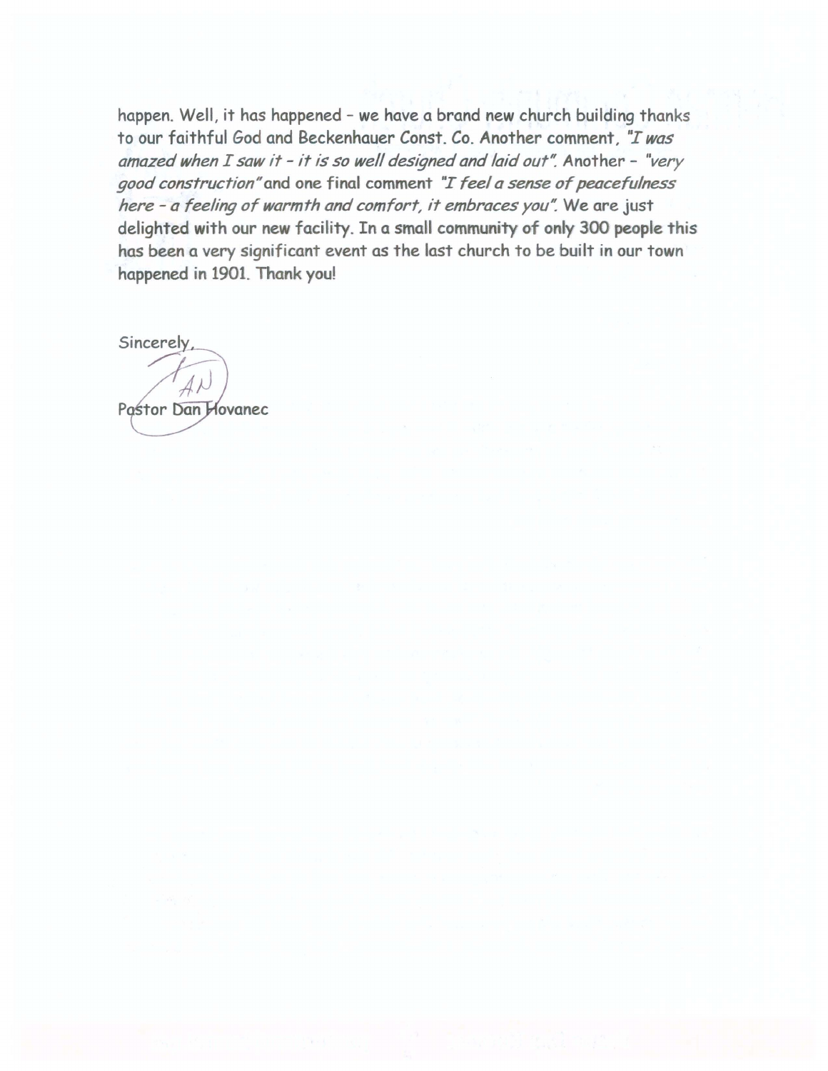happen. Well, it has happened - we have a brand new church building thanks to our faithful God and Beckenhauer Const. Co. Another comment, *"I was amazed when I saw it - it is so well designed and laid out"*. Another - *"very good construction"* and one final comment *"I feel a sense of peacefulness here - a feeling of warmth and comfort, it embraces you"*. We are just delighted with our new facility. In a small community of only 300 people this has been a very significant event as the last church to be built in our town happened in 1901. Thank you!

Sincerely,

Pastor Dan Hovanec